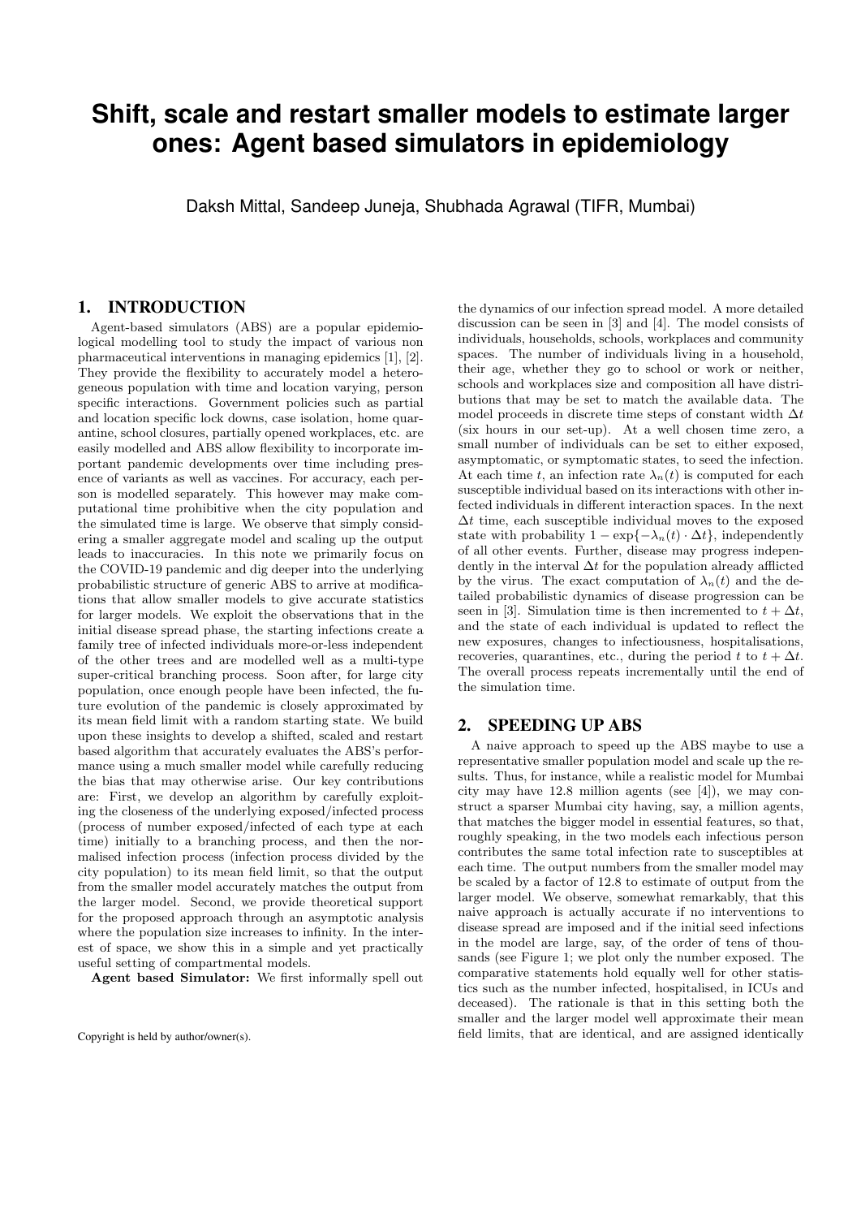# Shift, scale and restart smaller models to estimate larger ones: Agent based simulators in epidemiology

Daksh Mittal, Sandeep Juneja, Shubhada Agrawal (TIFR, Mumbai)

## 1. INTRODUCTION

Agent-based simulators (ABS) are a popular epidemiological modelling tool to study the impact of various non pharmaceutical interventions in managing epidemics [1], [2]. They provide the flexibility to accurately model a heterogeneous population with time and location varying, person specific interactions. Government policies such as partial and location specific lock downs, case isolation, home quarantine, school closures, partially opened workplaces, etc. are easily modelled and ABS allow flexibility to incorporate important pandemic developments over time including presence of variants as well as vaccines. For accuracy, each person is modelled separately. This however may make computational time prohibitive when the city population and the simulated time is large. We observe that simply considering a smaller aggregate model and scaling up the output leads to inaccuracies. In this note we primarily focus on the COVID-19 pandemic and dig deeper into the underlying probabilistic structure of generic ABS to arrive at modifications that allow smaller models to give accurate statistics for larger models. We exploit the observations that in the initial disease spread phase, the starting infections create a family tree of infected individuals more-or-less independent of the other trees and are modelled well as a multi-type super-critical branching process. Soon after, for large city population, once enough people have been infected, the future evolution of the pandemic is closely approximated by its mean field limit with a random starting state. We build upon these insights to develop a shifted, scaled and restart based algorithm that accurately evaluates the ABS's performance using a much smaller model while carefully reducing the bias that may otherwise arise. Our key contributions are: First, we develop an algorithm by carefully exploiting the closeness of the underlying exposed/infected process (process of number exposed/infected of each type at each time) initially to a branching process, and then the normalised infection process (infection process divided by the city population) to its mean field limit, so that the output from the smaller model accurately matches the output from the larger model. Second, we provide theoretical support for the proposed approach through an asymptotic analysis where the population size increases to infinity. In the interest of space, we show this in a simple and yet practically useful setting of compartmental models.

**Agent based Simulator:** We first informally spell out the dynamics of our infection spread model. A more detailed discussion can be seen in [3] and [4]. The model consists of individuals, households, schools, workplaces and community spaces. The number of individuals living in a household, their age, whether they go to school or work or neither, schools and workplaces size and composition all have distributions that may be set to match the available data. The model proceeds in discrete time steps of constant width $\Delta t$ (six hours in our set-up). At a well chosen time zero, a small number of individuals can be set to either exposed, asymptomatic, or symptomatic states, to seed the infection. At each time $t$, an infection rate $\lambda_n(t)$ is computed for each susceptible individual based on its interactions with other infected individuals in different interaction spaces. In the next $\Delta t$ time, each susceptible individual moves to the exposed state with probability $1 - \exp\{-\lambda_n(t) \cdot \Delta t\}$, independently of all other events. Further, disease may progress independently in the interval $\Delta t$ for the population already afflicted by the virus. The exact computation of $\lambda_n(t)$ and the detailed probabilistic dynamics of disease progression can be seen in [3]. Simulation time is then incremented to $t + \Delta t$, and the state of each individual is updated to reflect the new exposures, changes to infectiousness, hospitalisations, recoveries, quarantines, etc., during the period $t$ to $t + \Delta t$. The overall process repeats incrementally until the end of the simulation time.

## 2. SPEEDING UP ABS

A naive approach to speed up the ABS maybe to use a representative smaller population model and scale up the results. Thus, for instance, while a realistic model for Mumbai city may have 12.8 million agents (see [4]), we may construct a sparser Mumbai city having, say, a million agents, that matches the bigger model in essential features, so that, roughly speaking, in the two models each infectious person contributes the same total infection rate to susceptibles at each time. The output numbers from the smaller model may be scaled by a factor of 12.8 to estimate of output from the larger model. We observe, somewhat remarkably, that this naive approach is actually accurate if no interventions to disease spread are imposed and if the initial seed infections in the model are large, say, of the order of tens of thousands (see Figure 1; we plot only the number exposed. The comparative statements hold equally well for other statistics such as the number infected, hospitalised, in ICUs and deceased). The rationale is that in this setting both the smaller and the larger model well approximate their mean field limits, that are identical, and are assigned identically

Copyright is held by author/owner(s).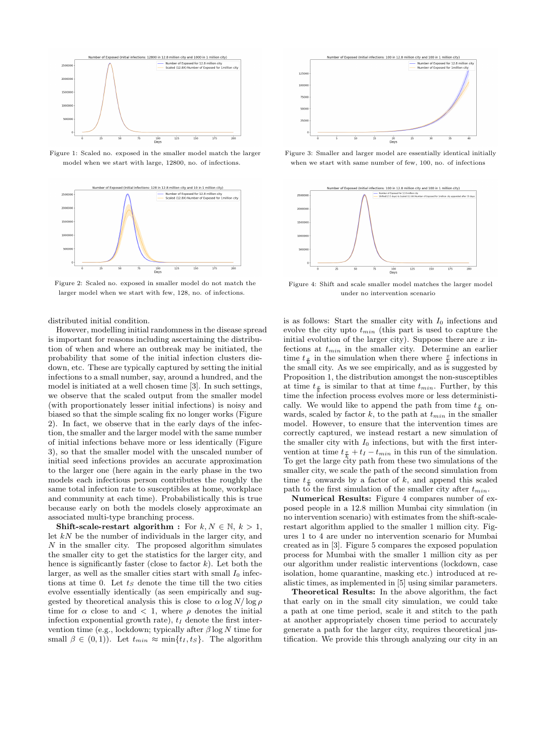Figure 1: Scaled no. exposed in the smaller model match the larger model when we start with large, 12800, no. of infections.

Figure 2: Scaled no. exposed in smaller model do not match the larger model when we start with few, 128, no. of infections.

Figure 3: Smaller and larger model are essentially identical initially when we start with same number of few, 100, no. of infections

Figure 4: Shift and scale smaller model matches the larger model under no intervention scenario

distributed initial condition.

However, modelling initial randomness in the disease spread is important for reasons including ascertaining the distribution of when and where an outbreak may be initiated, the probability that some of the initial infection clusters die-down, etc. These are typically captured by setting the initial infections to a small number, say, around a hundred, and the model is initiated at a well chosen time [3]. In such settings, we observe that the scaled output from the smaller model (with proportionately lesser initial infections) is noisy and biased so that the simple scaling fix no longer works (Figure 2). In fact, we observe that in the early days of the infection, the smaller and the larger model with the same number of initial infections behave more or less identically (Figure 3), so that the smaller model with the unscaled number of initial seed infections provides an accurate approximation to the larger one (here again in the early phase in the two models each infectious person contributes the roughly the same total infection rate to susceptibles at home, workplace and community at each time). Probabilistically this is true because early on both the models closely approximate an associated multi-type branching process.

**Shift-scale-restart algorithm :** For $k, N \in \mathbb{N}$, $k > 1$, let $kN$ be the number of individuals in the larger city, and $N$ in the smaller city. The proposed algorithm simulates the smaller city to get the statistics for the larger city, and hence is significantly faster (close to factor $k$). Let both the larger, as well as the smaller cities start with small $I_0$ infections at time 0. Let $t_S$ denote the time till the two cities evolve essentially identically (as seen empirically and suggested by theoretical analysis this is close to $\alpha \log N / \log \rho$ time for $\alpha$ close to and $< 1$, where $\rho$ denotes the initial infection exponential growth rate), $t_I$ denote the first intervention time (e.g., lockdown; typically after $\beta \log N$ time for small $\beta \in (0, 1)$). Let $t_{min} \approx \min\{t_I, t_S\}$. The algorithm is as follows: Start the smaller city with $I_0$ infections and evolve the city upto $t_{min}$ (this part is used to capture the initial evolution of the larger city). Suppose there are $x$ infections at $t_{min}$ in the smaller city. Determine an earlier time $t_{\frac{x}{k}}$ in the simulation when there where $\frac{x}{k}$ infections in the small city. As we see empirically, and as is suggested by Proposition 1, the distribution amongst the non-susceptibles at time $t_{\frac{x}{k}}$ is similar to that at time $t_{min}$. Further, by this time the infection process evolves more or less deterministically. We would like to append the path from time $t_{\frac{x}{k}}$ onwards, scaled by factor $k$, to the path at $t_{min}$ in the smaller model. However, to ensure that the intervention times are correctly captured, we instead restart a new simulation of the smaller city with $I_0$ infections, but with the first intervention at time $t_{\frac{x}{k}} + t_I - t_{min}$ in this run of the simulation. To get the large city path from these two simulations of the smaller city, we scale the path of the second simulation from time $t_{\frac{x}{k}}$ onwards by a factor of $k$, and append this scaled path to the first simulation of the smaller city after $t_{min}$.

**Numerical Results:** Figure 4 compares number of exposed people in a 12.8 million Mumbai city simulation (in no intervention scenario) with estimates from the shift-scale-restart algorithm applied to the smaller 1 million city. Figures 1 to 4 are under no intervention scenario for Mumbai created as in [3]. Figure 5 compares the exposed population process for Mumbai with the smaller 1 million city as per our algorithm under realistic interventions (lockdown, case isolation, home quarantine, masking etc.) introduced at realistic times, as implemented in [5] using similar parameters.

**Theoretical Results:** In the above algorithm, the fact that early on in the small city simulation, we could take a path at one time period, scale it and stitch to the path at another appropriately chosen time period to accurately generate a path for the larger city, requires theoretical justification. We provide this through analyzing our city in an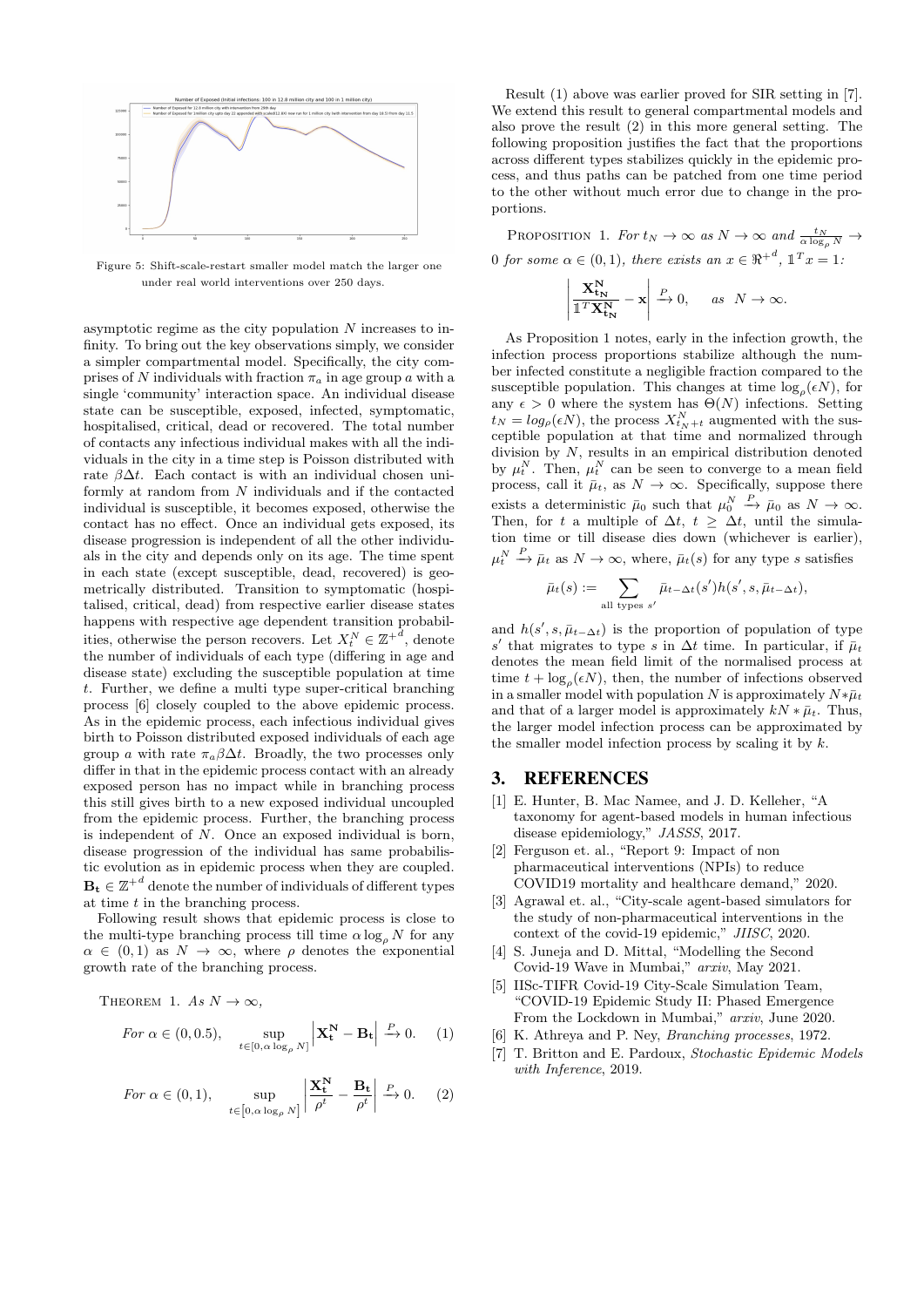Number of Exposed (Initial infections: 100 in 12.6 million city and 100 in 1 million city)

Number of Exposed for 12.6 million city with intervention from 29th day

Number of Exposed for 1 million city upto day 22 appended with scaled (12.6X) new run for 1 million city (with intervention from day 16.5) from day 11.5

Figure 5: Shift-scale-restart smaller model match the larger one under real world interventions over 250 days.

asymptotic regime as the city population $N$ increases to infinity. To bring out the key observations simply, we consider a simpler compartmental model. Specifically, the city comprises of $N$ individuals with fraction $\pi_a$ in age group $a$ with a single 'community' interaction space. An individual disease state can be susceptible, exposed, infected, symptomatic, hospitalised, critical, dead or recovered. The total number of contacts any infectious individual makes with all the individuals in the city in a time step is Poisson distributed with rate $\beta\Delta t$. Each contact is with an individual chosen uniformly at random from $N$ individuals and if the contacted individual is susceptible, it becomes exposed, otherwise the contact has no effect. Once an individual gets exposed, its disease progression is independent of all the other individuals in the city and depends only on its age. The time spent in each state (except susceptible, dead, recovered) is geometrically distributed. Transition to symptomatic (hospitalised, critical, dead) from respective earlier disease states happens with respective age dependent transition probabilities, otherwise the person recovers. Let $X_t^N \in \mathbb{Z}^{+^d}$, denote the number of individuals of each type (differing in age and disease state) excluding the susceptible population at time $t$. Further, we define a multi type super-critical branching process [6] closely coupled to the above epidemic process. As in the epidemic process, each infectious individual gives birth to Poisson distributed exposed individuals of each age group $a$ with rate $\pi_a\beta\Delta t$. Broadly, the two processes only differ in that in the epidemic process contact with an already exposed person has no impact while in branching process this still gives birth to a new exposed individual uncoupled from the epidemic process. Further, the branching process is independent of $N$. Once an exposed individual is born, disease progression of the individual has same probabilistic evolution as in epidemic process when they are coupled. $\mathbf{B_t} \in \mathbb{Z}^{+^d}$ denote the number of individuals of different types at time $t$ in the branching process.

Following result shows that epidemic process is close to the multi-type branching process till time $\alpha \log_\rho N$ for any $\alpha \in (0,1)$ as $N \to \infty$, where $\rho$ denotes the exponential growth rate of the branching process.

Theorem 1. *As $N \to \infty$,*

$$\text{For } \alpha \in (0, 0.5), \quad \sup_{t\in[0,\alpha\log_\rho N]} \left|\mathbf{X_t^N} - \mathbf{B_t}\right| \xrightarrow{P} 0. \quad (1)$$

$$\text{For } \alpha \in (0, 1), \quad \sup_{t\in\left[0,\alpha\log_\rho N\right]} \left|\frac{\mathbf{X_t^N}}{\rho^t} - \frac{\mathbf{B_t}}{\rho^t}\right| \xrightarrow{P} 0. \quad (2)$$

Result (1) above was earlier proved for SIR setting in [7]. We extend this result to general compartmental models and also prove the result (2) in this more general setting. The following proposition justifies the fact that the proportions across different types stabilizes quickly in the epidemic process, and thus paths can be patched from one time period to the other without much error due to change in the proportions.

Proposition 1. *For $t_N \to \infty$ as $N \to \infty$ and $\frac{t_N}{\alpha \log_\rho N} \to 0$ for some $\alpha \in (0,1)$, there exists an $x \in \Re^{+^d}$, $\mathbb{1}^T x = 1$:*

$$\left|\frac{\mathbf{X_{t_N}^N}}{\mathbb{1}^T\mathbf{X_{t_N}^N}} - \mathbf{x}\right| \xrightarrow{P} 0, \quad as \;\; N \to \infty.$$

As Proposition 1 notes, early in the infection growth, the infection process proportions stabilize although the number infected constitute a negligible fraction compared to the susceptible population. This changes at time $\log_\rho(\epsilon N)$, for any $\epsilon > 0$ where the system has $\Theta(N)$ infections. Setting $t_N = log_\rho(\epsilon N)$, the process $X_{t_N+t}^N$ augmented with the susceptible population at that time and normalized through division by $N$, results in an empirical distribution denoted by $\mu_t^N$. Then, $\mu_t^N$ can be seen to converge to a mean field process, call it $\bar{\mu}_t$, as $N \to \infty$. Specifically, suppose there exists a deterministic $\bar{\mu}_0$ such that $\mu_0^N \xrightarrow{P} \bar{\mu}_0$ as $N \to \infty$. Then, for $t$ a multiple of $\Delta t$, $t \geq \Delta t$, until the simulation time or till disease dies down (whichever is earlier), $\mu_t^N \xrightarrow{P} \bar{\mu}_t$ as $N \to \infty$, where, $\bar{\mu}_t(s)$ for any type $s$ satisfies

$$\bar{\mu}_t(s) := \sum_{\text{all types } s'} \bar{\mu}_{t-\Delta t}(s')h(s', s, \bar{\mu}_{t-\Delta t}),$$

and $h(s', s, \bar{\mu}_{t-\Delta t})$ is the proportion of population of type $s'$ that migrates to type $s$ in $\Delta t$ time. In particular, if $\bar{\mu}_t$ denotes the mean field limit of the normalised process at time $t + \log_\rho(\epsilon N)$, then, the number of infections observed in a smaller model with population $N$ is approximately $N * \bar{\mu}_t$ and that of a larger model is approximately $kN * \bar{\mu}_t$. Thus, the larger model infection process can be approximated by the smaller model infection process by scaling it by $k$.

## 3. REFERENCES

[1] E. Hunter, B. Mac Namee, and J. D. Kelleher, "A taxonomy for agent-based models in human infectious disease epidemiology," *JASSS*, 2017.

[2] Ferguson et. al., "Report 9: Impact of non pharmaceutical interventions (NPIs) to reduce COVID19 mortality and healthcare demand," 2020.

[3] Agrawal et. al., "City-scale agent-based simulators for the study of non-pharmaceutical interventions in the context of the covid-19 epidemic," *JIISC*, 2020.

[4] S. Juneja and D. Mittal, "Modelling the Second Covid-19 Wave in Mumbai," *arxiv*, May 2021.

[5] IISc-TIFR Covid-19 City-Scale Simulation Team, "COVID-19 Epidemic Study II: Phased Emergence From the Lockdown in Mumbai," *arxiv*, June 2020.

[6] K. Athreya and P. Ney, *Branching processes*, 1972.

[7] T. Britton and E. Pardoux, *Stochastic Epidemic Models with Inference*, 2019.